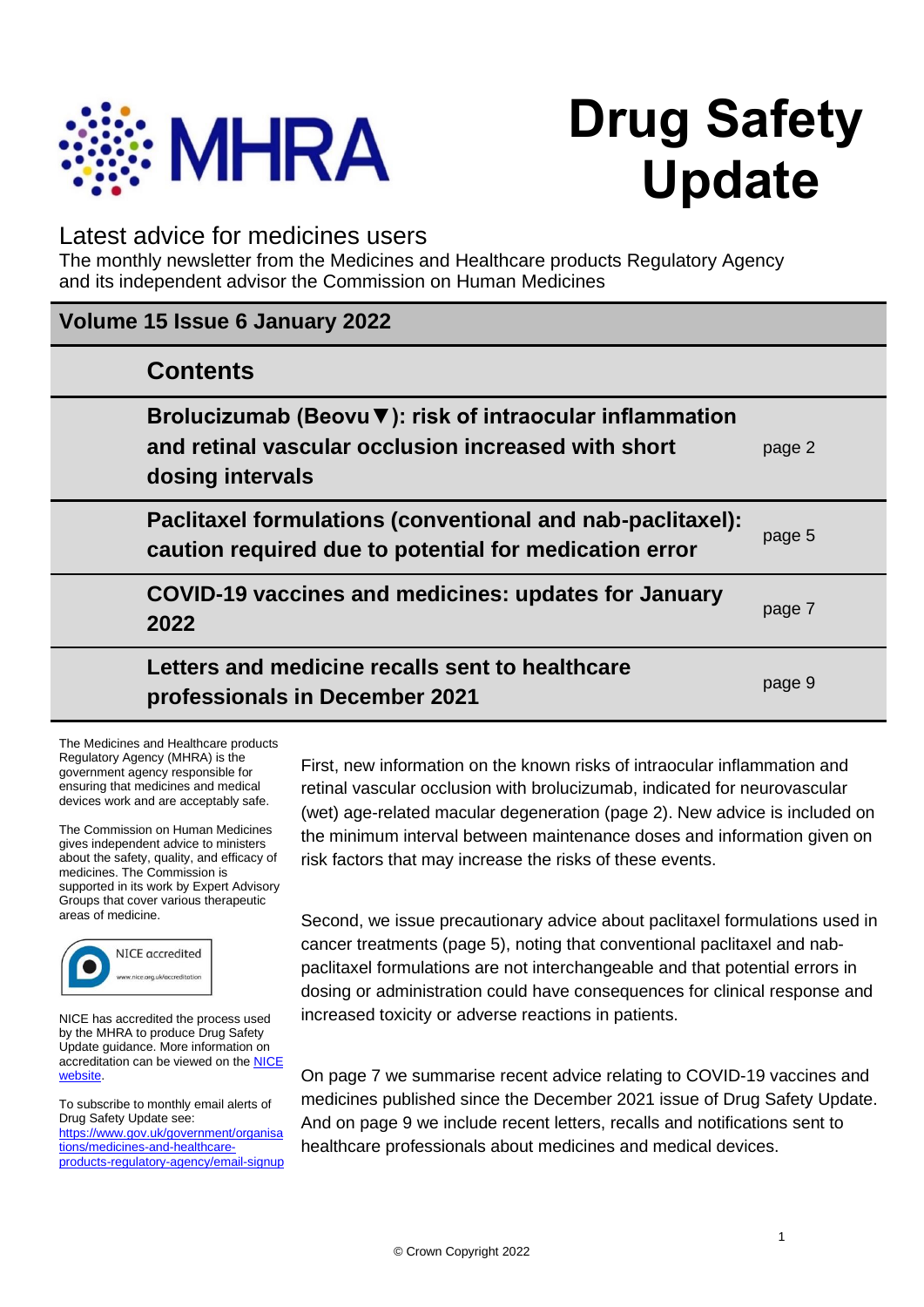# Drug Safety Update

MHRA

## Latest advice for medicines users

The monthly newsletter from the Medicines and Healthcare products Regulatory Agency and its independent advisor the Commission on Human Medicines

**Volume 15 Issue 6 January 2022**

| Contents | |
|---|---|
| **Brolucizumab (Beovu▼): risk of intraocular inflammation and retinal vascular occlusion increased with short dosing intervals** | page 2 |
| **Paclitaxel formulations (conventional and nab-paclitaxel): caution required due to potential for medication error** | page 5 |
| **COVID-19 vaccines and medicines: updates for January 2022** | page 7 |
| **Letters and medicine recalls sent to healthcare professionals in December 2021** | page 9 |

First, new information on the known risks of intraocular inflammation and retinal vascular occlusion with brolucizumab, indicated for neurovascular (wet) age-related macular degeneration (page 2). New advice is included on the minimum interval between maintenance doses and information given on risk factors that may increase the risks of these events.

Second, we issue precautionary advice about paclitaxel formulations used in cancer treatments (page 5), noting that conventional paclitaxel and nab-paclitaxel formulations are not interchangeable and that potential errors in dosing or administration could have consequences for clinical response and increased toxicity or adverse reactions in patients.

On page 7 we summarise recent advice relating to COVID-19 vaccines and medicines published since the December 2021 issue of Drug Safety Update. And on page 9 we include recent letters, recalls and notifications sent to healthcare professionals about medicines and medical devices.

The Medicines and Healthcare products Regulatory Agency (MHRA) is the government agency responsible for ensuring that medicines and medical devices work and are acceptably safe.

The Commission on Human Medicines gives independent advice to ministers about the safety, quality, and efficacy of medicines. The Commission is supported in its work by Expert Advisory Groups that cover various therapeutic areas of medicine.

NICE accredited
www.nice.org.uk/accreditation

NICE has accredited the process used by the MHRA to produce Drug Safety Update guidance. More information on accreditation can be viewed on the NICE website.

To subscribe to monthly email alerts of Drug Safety Update see: https://www.gov.uk/government/organisations/medicines-and-healthcare-products-regulatory-agency/email-signup

© Crown Copyright 2022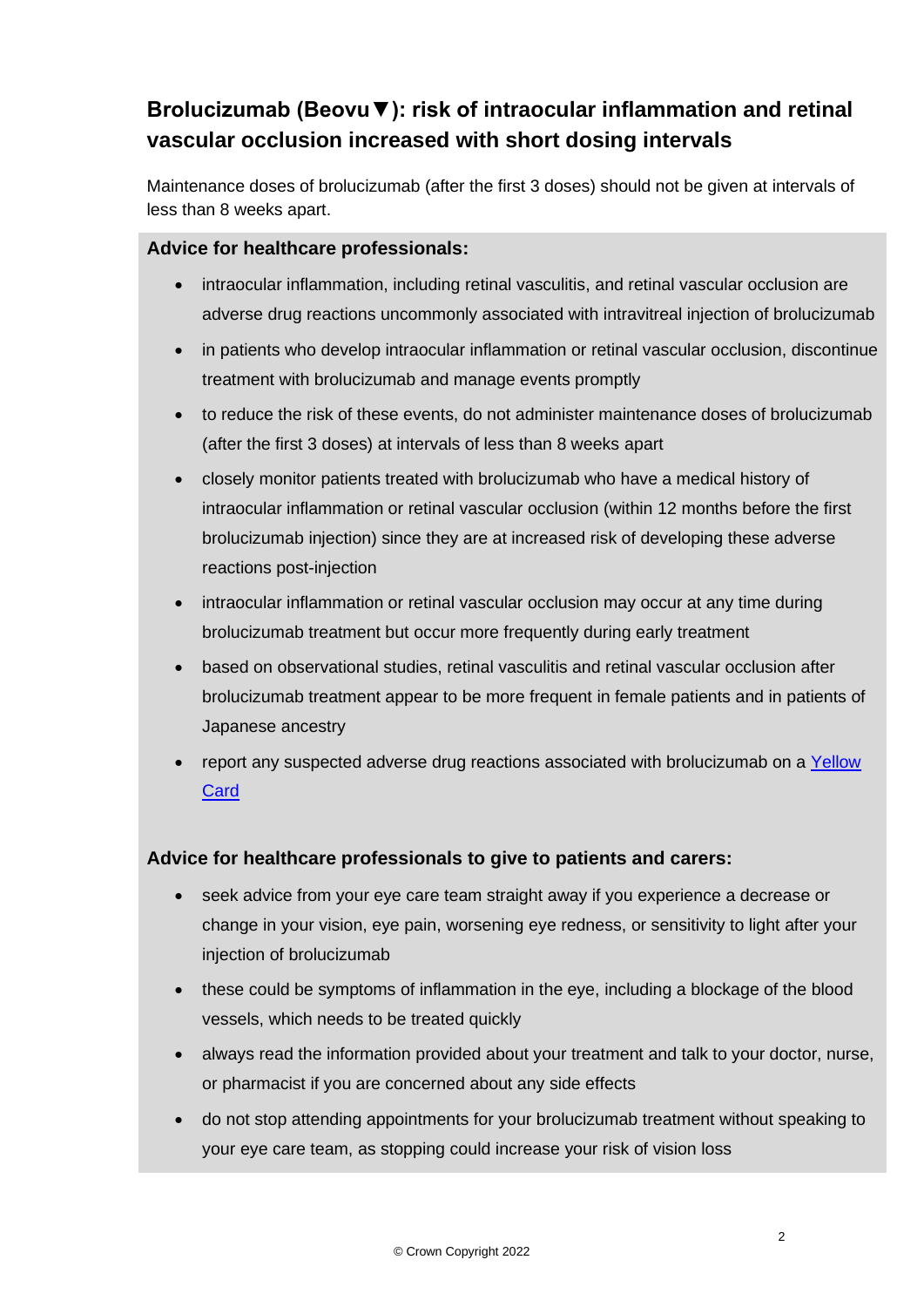## Brolucizumab (Beovu▼): risk of intraocular inflammation and retinal vascular occlusion increased with short dosing intervals

Maintenance doses of brolucizumab (after the first 3 doses) should not be given at intervals of less than 8 weeks apart.

**Advice for healthcare professionals:**

- intraocular inflammation, including retinal vasculitis, and retinal vascular occlusion are adverse drug reactions uncommonly associated with intravitreal injection of brolucizumab
- in patients who develop intraocular inflammation or retinal vascular occlusion, discontinue treatment with brolucizumab and manage events promptly
- to reduce the risk of these events, do not administer maintenance doses of brolucizumab (after the first 3 doses) at intervals of less than 8 weeks apart
- closely monitor patients treated with brolucizumab who have a medical history of intraocular inflammation or retinal vascular occlusion (within 12 months before the first brolucizumab injection) since they are at increased risk of developing these adverse reactions post-injection
- intraocular inflammation or retinal vascular occlusion may occur at any time during brolucizumab treatment but occur more frequently during early treatment
- based on observational studies, retinal vasculitis and retinal vascular occlusion after brolucizumab treatment appear to be more frequent in female patients and in patients of Japanese ancestry
- report any suspected adverse drug reactions associated with brolucizumab on a Yellow Card

**Advice for healthcare professionals to give to patients and carers:**

- seek advice from your eye care team straight away if you experience a decrease or change in your vision, eye pain, worsening eye redness, or sensitivity to light after your injection of brolucizumab
- these could be symptoms of inflammation in the eye, including a blockage of the blood vessels, which needs to be treated quickly
- always read the information provided about your treatment and talk to your doctor, nurse, or pharmacist if you are concerned about any side effects
- do not stop attending appointments for your brolucizumab treatment without speaking to your eye care team, as stopping could increase your risk of vision loss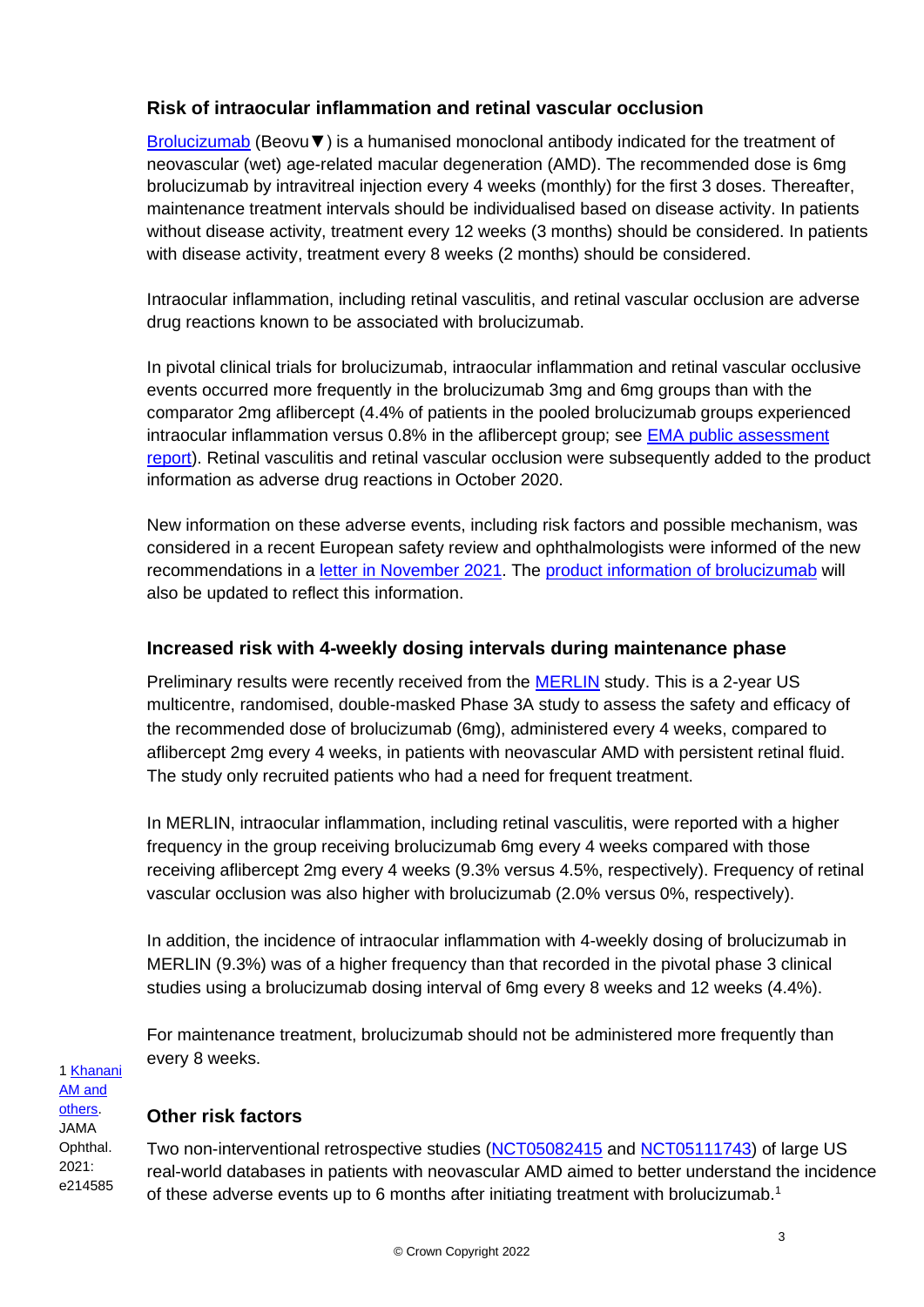### Risk of intraocular inflammation and retinal vascular occlusion

Brolucizumab (Beovu▼) is a humanised monoclonal antibody indicated for the treatment of neovascular (wet) age-related macular degeneration (AMD). The recommended dose is 6mg brolucizumab by intravitreal injection every 4 weeks (monthly) for the first 3 doses. Thereafter, maintenance treatment intervals should be individualised based on disease activity. In patients without disease activity, treatment every 12 weeks (3 months) should be considered. In patients with disease activity, treatment every 8 weeks (2 months) should be considered.

Intraocular inflammation, including retinal vasculitis, and retinal vascular occlusion are adverse drug reactions known to be associated with brolucizumab.

In pivotal clinical trials for brolucizumab, intraocular inflammation and retinal vascular occlusive events occurred more frequently in the brolucizumab 3mg and 6mg groups than with the comparator 2mg aflibercept (4.4% of patients in the pooled brolucizumab groups experienced intraocular inflammation versus 0.8% in the aflibercept group; see EMA public assessment report). Retinal vasculitis and retinal vascular occlusion were subsequently added to the product information as adverse drug reactions in October 2020.

New information on these adverse events, including risk factors and possible mechanism, was considered in a recent European safety review and ophthalmologists were informed of the new recommendations in a letter in November 2021. The product information of brolucizumab will also be updated to reflect this information.

### Increased risk with 4-weekly dosing intervals during maintenance phase

Preliminary results were recently received from the MERLIN study. This is a 2-year US multicentre, randomised, double-masked Phase 3A study to assess the safety and efficacy of the recommended dose of brolucizumab (6mg), administered every 4 weeks, compared to aflibercept 2mg every 4 weeks, in patients with neovascular AMD with persistent retinal fluid. The study only recruited patients who had a need for frequent treatment.

In MERLIN, intraocular inflammation, including retinal vasculitis, were reported with a higher frequency in the group receiving brolucizumab 6mg every 4 weeks compared with those receiving aflibercept 2mg every 4 weeks (9.3% versus 4.5%, respectively). Frequency of retinal vascular occlusion was also higher with brolucizumab (2.0% versus 0%, respectively).

In addition, the incidence of intraocular inflammation with 4-weekly dosing of brolucizumab in MERLIN (9.3%) was of a higher frequency than that recorded in the pivotal phase 3 clinical studies using a brolucizumab dosing interval of 6mg every 8 weeks and 12 weeks (4.4%).

For maintenance treatment, brolucizumab should not be administered more frequently than every 8 weeks.

### Other risk factors

Two non-interventional retrospective studies (NCT05082415 and NCT05111743) of large US real-world databases in patients with neovascular AMD aimed to better understand the incidence of these adverse events up to 6 months after initiating treatment with brolucizumab.[1]

1 Khanani AM and others. JAMA Ophthal. 2021: e214585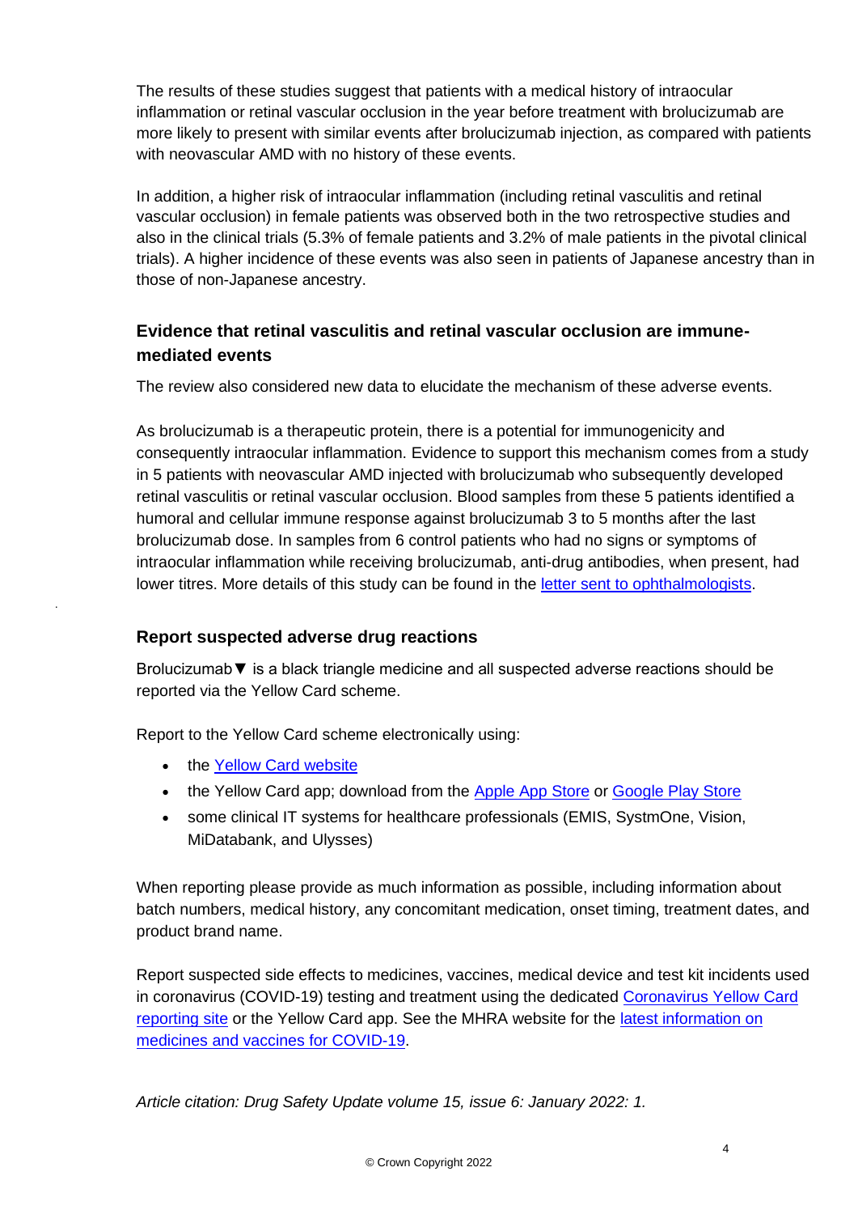The results of these studies suggest that patients with a medical history of intraocular inflammation or retinal vascular occlusion in the year before treatment with brolucizumab are more likely to present with similar events after brolucizumab injection, as compared with patients with neovascular AMD with no history of these events.

In addition, a higher risk of intraocular inflammation (including retinal vasculitis and retinal vascular occlusion) in female patients was observed both in the two retrospective studies and also in the clinical trials (5.3% of female patients and 3.2% of male patients in the pivotal clinical trials). A higher incidence of these events was also seen in patients of Japanese ancestry than in those of non-Japanese ancestry.

## Evidence that retinal vasculitis and retinal vascular occlusion are immune-mediated events

The review also considered new data to elucidate the mechanism of these adverse events.

As brolucizumab is a therapeutic protein, there is a potential for immunogenicity and consequently intraocular inflammation. Evidence to support this mechanism comes from a study in 5 patients with neovascular AMD injected with brolucizumab who subsequently developed retinal vasculitis or retinal vascular occlusion. Blood samples from these 5 patients identified a humoral and cellular immune response against brolucizumab 3 to 5 months after the last brolucizumab dose. In samples from 6 control patients who had no signs or symptoms of intraocular inflammation while receiving brolucizumab, anti-drug antibodies, when present, had lower titres. More details of this study can be found in the letter sent to ophthalmologists.

## Report suspected adverse drug reactions

Brolucizumab▼ is a black triangle medicine and all suspected adverse reactions should be reported via the Yellow Card scheme.

Report to the Yellow Card scheme electronically using:

- the Yellow Card website
- the Yellow Card app; download from the Apple App Store or Google Play Store
- some clinical IT systems for healthcare professionals (EMIS, SystmOne, Vision, MiDatabank, and Ulysses)

When reporting please provide as much information as possible, including information about batch numbers, medical history, any concomitant medication, onset timing, treatment dates, and product brand name.

Report suspected side effects to medicines, vaccines, medical device and test kit incidents used in coronavirus (COVID-19) testing and treatment using the dedicated Coronavirus Yellow Card reporting site or the Yellow Card app. See the MHRA website for the latest information on medicines and vaccines for COVID-19.

*Article citation: Drug Safety Update volume 15, issue 6: January 2022: 1.*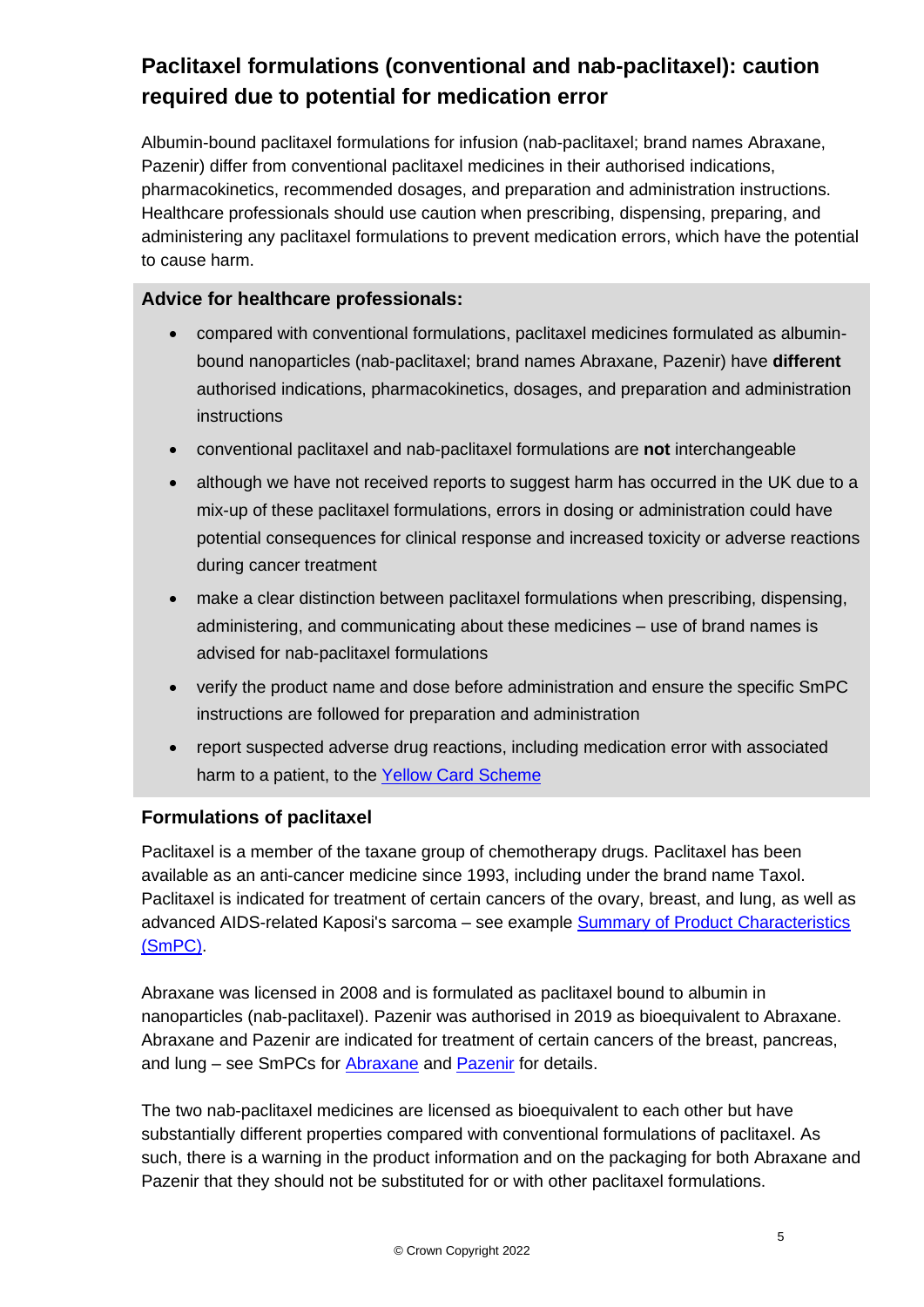## Paclitaxel formulations (conventional and nab-paclitaxel): caution required due to potential for medication error

Albumin-bound paclitaxel formulations for infusion (nab-paclitaxel; brand names Abraxane, Pazenir) differ from conventional paclitaxel medicines in their authorised indications, pharmacokinetics, recommended dosages, and preparation and administration instructions. Healthcare professionals should use caution when prescribing, dispensing, preparing, and administering any paclitaxel formulations to prevent medication errors, which have the potential to cause harm.

### Advice for healthcare professionals:

- compared with conventional formulations, paclitaxel medicines formulated as albumin-bound nanoparticles (nab-paclitaxel; brand names Abraxane, Pazenir) have **different** authorised indications, pharmacokinetics, dosages, and preparation and administration instructions
- conventional paclitaxel and nab-paclitaxel formulations are **not** interchangeable
- although we have not received reports to suggest harm has occurred in the UK due to a mix-up of these paclitaxel formulations, errors in dosing or administration could have potential consequences for clinical response and increased toxicity or adverse reactions during cancer treatment
- make a clear distinction between paclitaxel formulations when prescribing, dispensing, administering, and communicating about these medicines – use of brand names is advised for nab-paclitaxel formulations
- verify the product name and dose before administration and ensure the specific SmPC instructions are followed for preparation and administration
- report suspected adverse drug reactions, including medication error with associated harm to a patient, to the Yellow Card Scheme

### Formulations of paclitaxel

Paclitaxel is a member of the taxane group of chemotherapy drugs. Paclitaxel has been available as an anti-cancer medicine since 1993, including under the brand name Taxol. Paclitaxel is indicated for treatment of certain cancers of the ovary, breast, and lung, as well as advanced AIDS-related Kaposi's sarcoma – see example Summary of Product Characteristics (SmPC).

Abraxane was licensed in 2008 and is formulated as paclitaxel bound to albumin in nanoparticles (nab-paclitaxel). Pazenir was authorised in 2019 as bioequivalent to Abraxane. Abraxane and Pazenir are indicated for treatment of certain cancers of the breast, pancreas, and lung – see SmPCs for Abraxane and Pazenir for details.

The two nab-paclitaxel medicines are licensed as bioequivalent to each other but have substantially different properties compared with conventional formulations of paclitaxel. As such, there is a warning in the product information and on the packaging for both Abraxane and Pazenir that they should not be substituted for or with other paclitaxel formulations.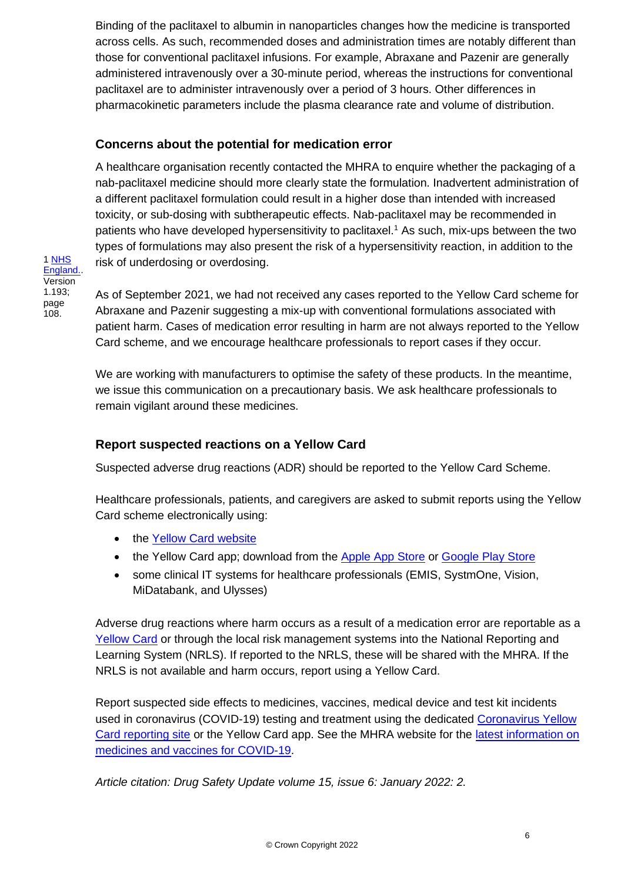Binding of the paclitaxel to albumin in nanoparticles changes how the medicine is transported across cells. As such, recommended doses and administration times are notably different than those for conventional paclitaxel infusions. For example, Abraxane and Pazenir are generally administered intravenously over a 30-minute period, whereas the instructions for conventional paclitaxel are to administer intravenously over a period of 3 hours. Other differences in pharmacokinetic parameters include the plasma clearance rate and volume of distribution.

### Concerns about the potential for medication error

A healthcare organisation recently contacted the MHRA to enquire whether the packaging of a nab-paclitaxel medicine should more clearly state the formulation. Inadvertent administration of a different paclitaxel formulation could result in a higher dose than intended with increased toxicity, or sub-dosing with subtherapeutic effects. Nab-paclitaxel may be recommended in patients who have developed hypersensitivity to paclitaxel.[1] As such, mix-ups between the two types of formulations may also present the risk of a hypersensitivity reaction, in addition to the risk of underdosing or overdosing.

1 NHS England.. Version 1.193; page 108.

As of September 2021, we had not received any cases reported to the Yellow Card scheme for Abraxane and Pazenir suggesting a mix-up with conventional formulations associated with patient harm. Cases of medication error resulting in harm are not always reported to the Yellow Card scheme, and we encourage healthcare professionals to report cases if they occur.

We are working with manufacturers to optimise the safety of these products. In the meantime, we issue this communication on a precautionary basis. We ask healthcare professionals to remain vigilant around these medicines.

### Report suspected reactions on a Yellow Card

Suspected adverse drug reactions (ADR) should be reported to the Yellow Card Scheme.

Healthcare professionals, patients, and caregivers are asked to submit reports using the Yellow Card scheme electronically using:

- the Yellow Card website
- the Yellow Card app; download from the Apple App Store or Google Play Store
- some clinical IT systems for healthcare professionals (EMIS, SystmOne, Vision, MiDatabank, and Ulysses)

Adverse drug reactions where harm occurs as a result of a medication error are reportable as a Yellow Card or through the local risk management systems into the National Reporting and Learning System (NRLS). If reported to the NRLS, these will be shared with the MHRA. If the NRLS is not available and harm occurs, report using a Yellow Card.

Report suspected side effects to medicines, vaccines, medical device and test kit incidents used in coronavirus (COVID-19) testing and treatment using the dedicated Coronavirus Yellow Card reporting site or the Yellow Card app. See the MHRA website for the latest information on medicines and vaccines for COVID-19.

*Article citation: Drug Safety Update volume 15, issue 6: January 2022: 2.*

© Crown Copyright 2022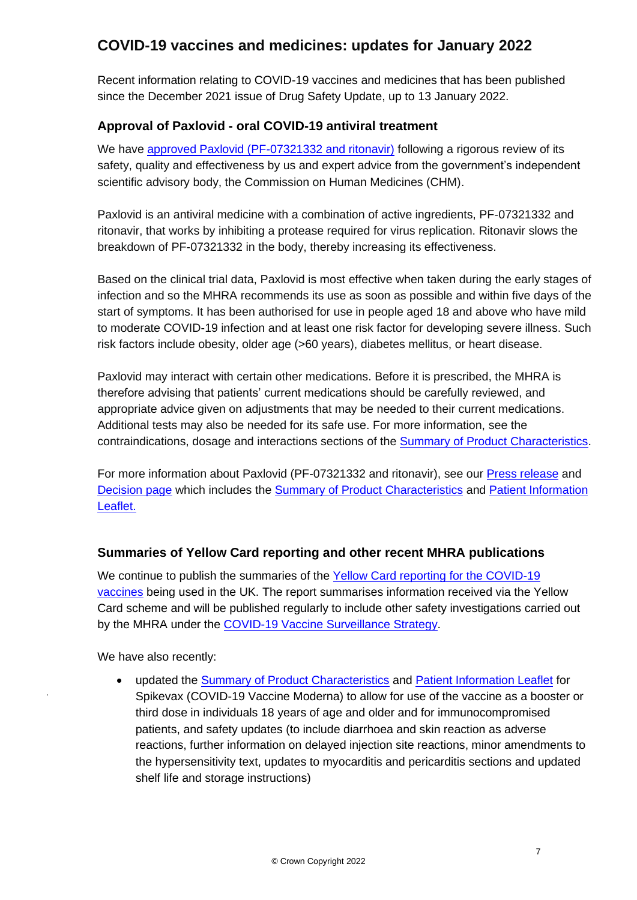## COVID-19 vaccines and medicines: updates for January 2022

Recent information relating to COVID-19 vaccines and medicines that has been published since the December 2021 issue of Drug Safety Update, up to 13 January 2022.

### Approval of Paxlovid - oral COVID-19 antiviral treatment

We have approved Paxlovid (PF-07321332 and ritonavir) following a rigorous review of its safety, quality and effectiveness by us and expert advice from the government's independent scientific advisory body, the Commission on Human Medicines (CHM).

Paxlovid is an antiviral medicine with a combination of active ingredients, PF-07321332 and ritonavir, that works by inhibiting a protease required for virus replication. Ritonavir slows the breakdown of PF-07321332 in the body, thereby increasing its effectiveness.

Based on the clinical trial data, Paxlovid is most effective when taken during the early stages of infection and so the MHRA recommends its use as soon as possible and within five days of the start of symptoms. It has been authorised for use in people aged 18 and above who have mild to moderate COVID-19 infection and at least one risk factor for developing severe illness. Such risk factors include obesity, older age (>60 years), diabetes mellitus, or heart disease.

Paxlovid may interact with certain other medications. Before it is prescribed, the MHRA is therefore advising that patients' current medications should be carefully reviewed, and appropriate advice given on adjustments that may be needed to their current medications. Additional tests may also be needed for its safe use. For more information, see the contraindications, dosage and interactions sections of the Summary of Product Characteristics.

For more information about Paxlovid (PF-07321332 and ritonavir), see our Press release and Decision page which includes the Summary of Product Characteristics and Patient Information Leaflet.

### Summaries of Yellow Card reporting and other recent MHRA publications

We continue to publish the summaries of the Yellow Card reporting for the COVID-19 vaccines being used in the UK. The report summarises information received via the Yellow Card scheme and will be published regularly to include other safety investigations carried out by the MHRA under the COVID-19 Vaccine Surveillance Strategy.

We have also recently:

- updated the Summary of Product Characteristics and Patient Information Leaflet for Spikevax (COVID-19 Vaccine Moderna) to allow for use of the vaccine as a booster or third dose in individuals 18 years of age and older and for immunocompromised patients, and safety updates (to include diarrhoea and skin reaction as adverse reactions, further information on delayed injection site reactions, minor amendments to the hypersensitivity text, updates to myocarditis and pericarditis sections and updated shelf life and storage instructions)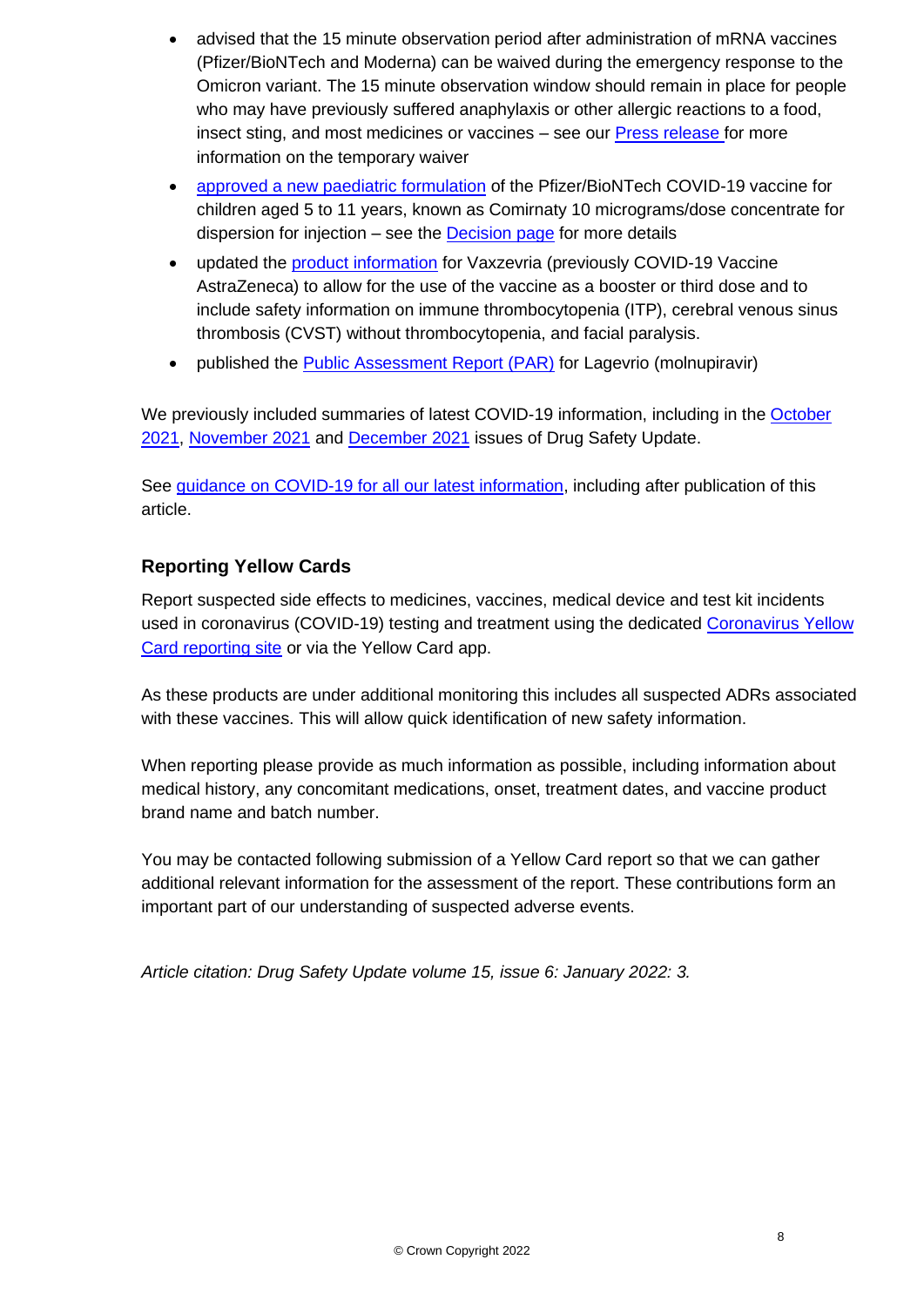- advised that the 15 minute observation period after administration of mRNA vaccines (Pfizer/BioNTech and Moderna) can be waived during the emergency response to the Omicron variant. The 15 minute observation window should remain in place for people who may have previously suffered anaphylaxis or other allergic reactions to a food, insect sting, and most medicines or vaccines – see our Press release for more information on the temporary waiver
- approved a new paediatric formulation of the Pfizer/BioNTech COVID-19 vaccine for children aged 5 to 11 years, known as Comirnaty 10 micrograms/dose concentrate for dispersion for injection – see the Decision page for more details
- updated the product information for Vaxzevria (previously COVID-19 Vaccine AstraZeneca) to allow for the use of the vaccine as a booster or third dose and to include safety information on immune thrombocytopenia (ITP), cerebral venous sinus thrombosis (CVST) without thrombocytopenia, and facial paralysis.
- published the Public Assessment Report (PAR) for Lagevrio (molnupiravir)

We previously included summaries of latest COVID-19 information, including in the October 2021, November 2021 and December 2021 issues of Drug Safety Update.

See guidance on COVID-19 for all our latest information, including after publication of this article.

### Reporting Yellow Cards

Report suspected side effects to medicines, vaccines, medical device and test kit incidents used in coronavirus (COVID-19) testing and treatment using the dedicated Coronavirus Yellow Card reporting site or via the Yellow Card app.

As these products are under additional monitoring this includes all suspected ADRs associated with these vaccines. This will allow quick identification of new safety information.

When reporting please provide as much information as possible, including information about medical history, any concomitant medications, onset, treatment dates, and vaccine product brand name and batch number.

You may be contacted following submission of a Yellow Card report so that we can gather additional relevant information for the assessment of the report. These contributions form an important part of our understanding of suspected adverse events.

*Article citation: Drug Safety Update volume 15, issue 6: January 2022: 3.*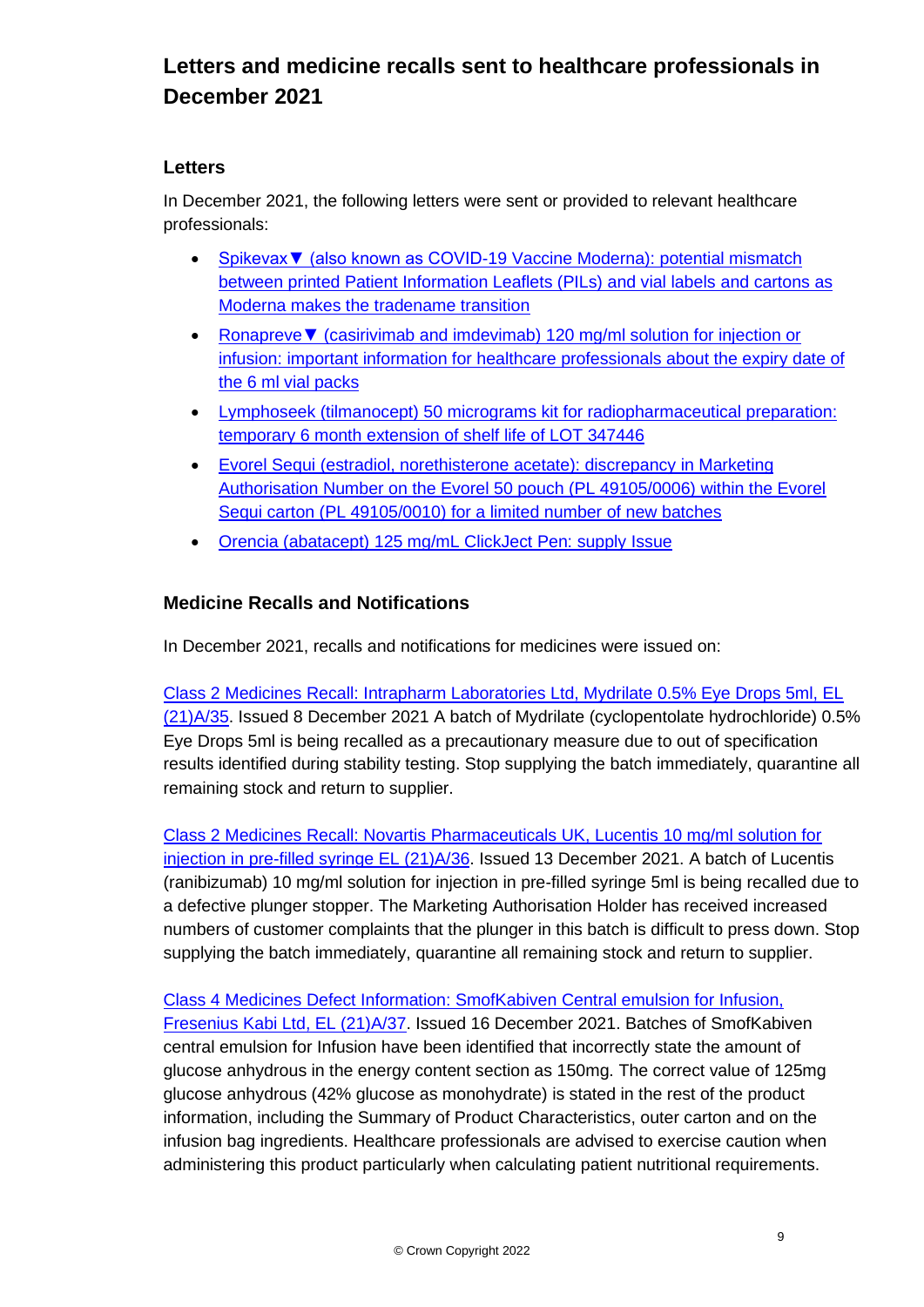## Letters and medicine recalls sent to healthcare professionals in December 2021

### Letters

In December 2021, the following letters were sent or provided to relevant healthcare professionals:

- Spikevax▼ (also known as COVID-19 Vaccine Moderna): potential mismatch between printed Patient Information Leaflets (PILs) and vial labels and cartons as Moderna makes the tradename transition
- Ronapreve▼ (casirivimab and imdevimab) 120 mg/ml solution for injection or infusion: important information for healthcare professionals about the expiry date of the 6 ml vial packs
- Lymphoseek (tilmanocept) 50 micrograms kit for radiopharmaceutical preparation: temporary 6 month extension of shelf life of LOT 347446
- Evorel Sequi (estradiol, norethisterone acetate): discrepancy in Marketing Authorisation Number on the Evorel 50 pouch (PL 49105/0006) within the Evorel Sequi carton (PL 49105/0010) for a limited number of new batches
- Orencia (abatacept) 125 mg/mL ClickJect Pen: supply Issue

### Medicine Recalls and Notifications

In December 2021, recalls and notifications for medicines were issued on:

Class 2 Medicines Recall: Intrapharm Laboratories Ltd, Mydrilate 0.5% Eye Drops 5ml, EL (21)A/35. Issued 8 December 2021 A batch of Mydrilate (cyclopentolate hydrochloride) 0.5% Eye Drops 5ml is being recalled as a precautionary measure due to out of specification results identified during stability testing. Stop supplying the batch immediately, quarantine all remaining stock and return to supplier.

Class 2 Medicines Recall: Novartis Pharmaceuticals UK, Lucentis 10 mg/ml solution for injection in pre-filled syringe EL (21)A/36. Issued 13 December 2021. A batch of Lucentis (ranibizumab) 10 mg/ml solution for injection in pre-filled syringe 5ml is being recalled due to a defective plunger stopper. The Marketing Authorisation Holder has received increased numbers of customer complaints that the plunger in this batch is difficult to press down. Stop supplying the batch immediately, quarantine all remaining stock and return to supplier.

Class 4 Medicines Defect Information: SmofKabiven Central emulsion for Infusion, Fresenius Kabi Ltd, EL (21)A/37. Issued 16 December 2021. Batches of SmofKabiven central emulsion for Infusion have been identified that incorrectly state the amount of glucose anhydrous in the energy content section as 150mg. The correct value of 125mg glucose anhydrous (42% glucose as monohydrate) is stated in the rest of the product information, including the Summary of Product Characteristics, outer carton and on the infusion bag ingredients. Healthcare professionals are advised to exercise caution when administering this product particularly when calculating patient nutritional requirements.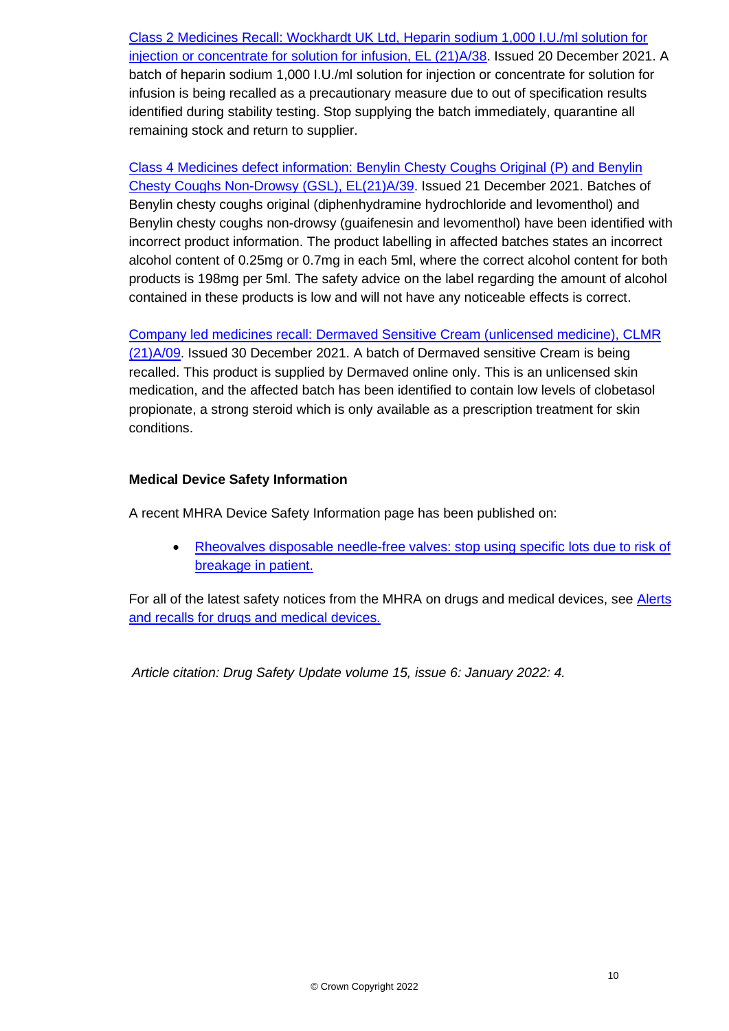[Class 2 Medicines Recall: Wockhardt UK Ltd, Heparin sodium 1,000 I.U./ml solution for injection or concentrate for solution for infusion, EL (21)A/38]. Issued 20 December 2021. A batch of heparin sodium 1,000 I.U./ml solution for injection or concentrate for solution for infusion is being recalled as a precautionary measure due to out of specification results identified during stability testing. Stop supplying the batch immediately, quarantine all remaining stock and return to supplier.

[Class 4 Medicines defect information: Benylin Chesty Coughs Original (P) and Benylin Chesty Coughs Non-Drowsy (GSL), EL(21)A/39]. Issued 21 December 2021. Batches of Benylin chesty coughs original (diphenhydramine hydrochloride and levomenthol) and Benylin chesty coughs non-drowsy (guaifenesin and levomenthol) have been identified with incorrect product information. The product labelling in affected batches states an incorrect alcohol content of 0.25mg or 0.7mg in each 5ml, where the correct alcohol content for both products is 198mg per 5ml. The safety advice on the label regarding the amount of alcohol contained in these products is low and will not have any noticeable effects is correct.

[Company led medicines recall: Dermaved Sensitive Cream (unlicensed medicine), CLMR (21)A/09]. Issued 30 December 2021. A batch of Dermaved sensitive Cream is being recalled. This product is supplied by Dermaved online only. This is an unlicensed skin medication, and the affected batch has been identified to contain low levels of clobetasol propionate, a strong steroid which is only available as a prescription treatment for skin conditions.

**Medical Device Safety Information**

A recent MHRA Device Safety Information page has been published on:

- [Rheovalves disposable needle-free valves: stop using specific lots due to risk of breakage in patient.]

For all of the latest safety notices from the MHRA on drugs and medical devices, see [Alerts and recalls for drugs and medical devices.]

*Article citation: Drug Safety Update volume 15, issue 6: January 2022: 4.*

© Crown Copyright 2022